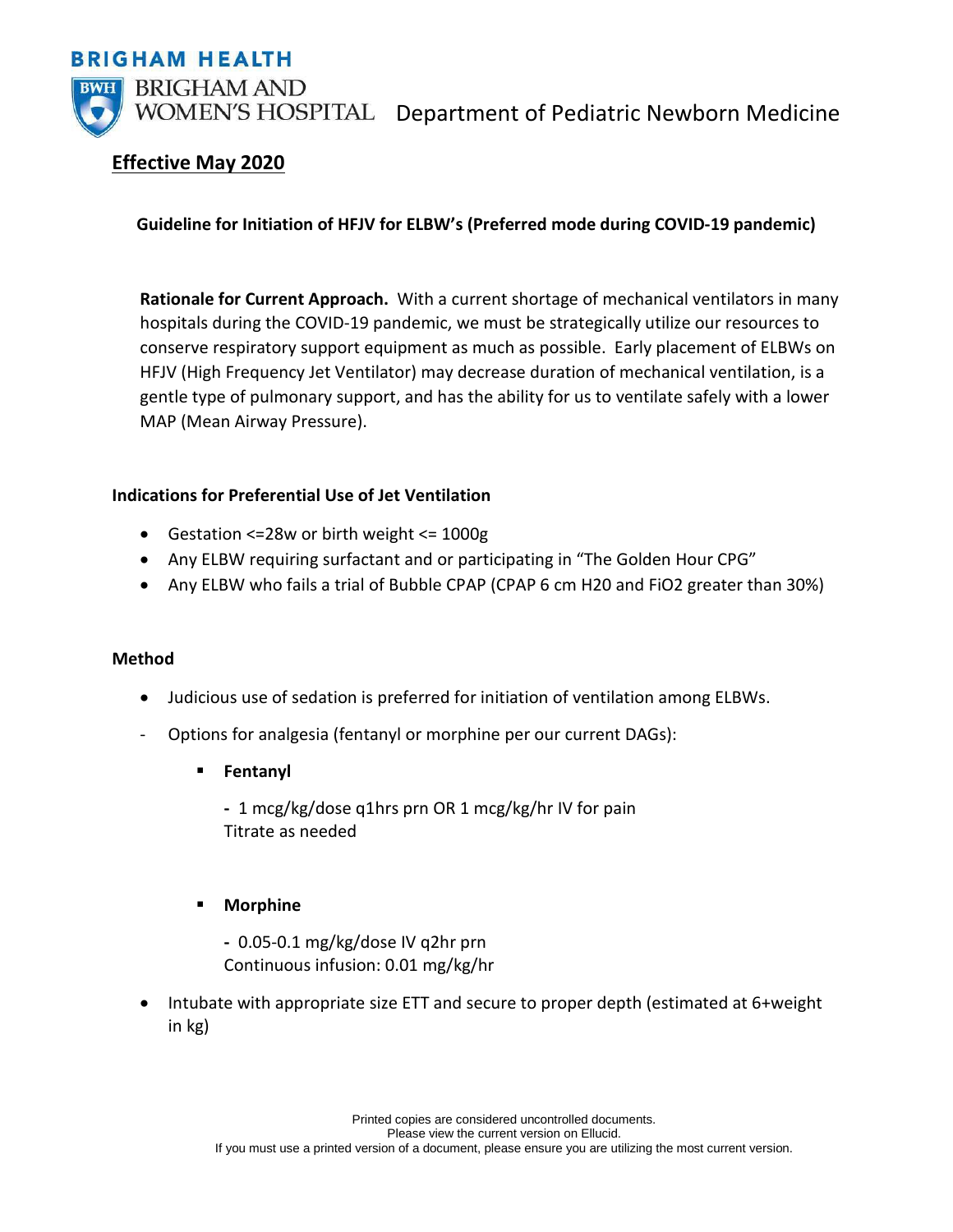BRIGHAM HEALTH

BRIGHAM AND WOMEN'S HOSPITAL Department of Pediatric Newborn Medicine

**Effective May 2020**

## Guideline for Initiation of HFJV for ELBW's (Preferred mode during COVID-19 pandemic)

**Rationale for Current Approach.** With a current shortage of mechanical ventilators in many hospitals during the COVID-19 pandemic, we must be strategically utilize our resources to conserve respiratory support equipment as much as possible. Early placement of ELBWs on HFJV (High Frequency Jet Ventilator) may decrease duration of mechanical ventilation, is a gentle type of pulmonary support, and has the ability for us to ventilate safely with a lower MAP (Mean Airway Pressure).

### Indications for Preferential Use of Jet Ventilation

- Gestation <=28w or birth weight <= 1000g
- Any ELBW requiring surfactant and or participating in "The Golden Hour CPG"
- Any ELBW who fails a trial of Bubble CPAP (CPAP 6 cm H20 and FiO2 greater than 30%)

### Method

- Judicious use of sedation is preferred for initiation of ventilation among ELBWs.
- Options for analgesia (fentanyl or morphine per our current DAGs):
  - **Fentanyl**

    - 1 mcg/kg/dose q1hrs prn OR 1 mcg/kg/hr IV for pain
    Titrate as needed

  - **Morphine**

    - 0.05-0.1 mg/kg/dose IV q2hr prn
    Continuous infusion: 0.01 mg/kg/hr

- Intubate with appropriate size ETT and secure to proper depth (estimated at 6+weight in kg)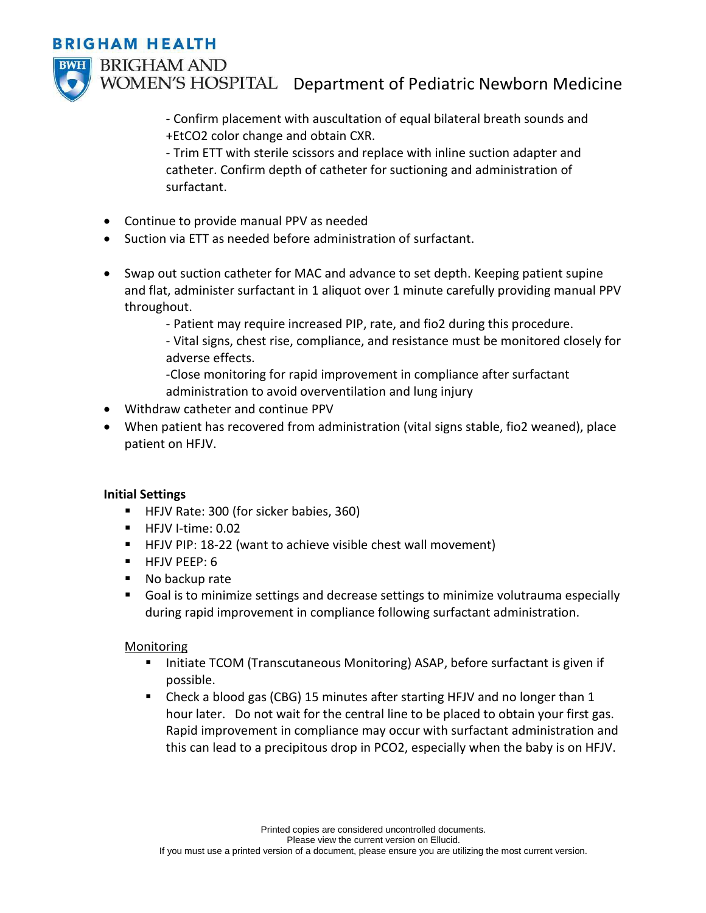- Confirm placement with auscultation of equal bilateral breath sounds and +EtCO2 color change and obtain CXR.
- Trim ETT with sterile scissors and replace with inline suction adapter and catheter. Confirm depth of catheter for suctioning and administration of surfactant.

- Continue to provide manual PPV as needed
- Suction via ETT as needed before administration of surfactant.

- Swap out suction catheter for MAC and advance to set depth. Keeping patient supine and flat, administer surfactant in 1 aliquot over 1 minute carefully providing manual PPV throughout.
    - Patient may require increased PIP, rate, and fio2 during this procedure.
    - Vital signs, chest rise, compliance, and resistance must be monitored closely for adverse effects.
    - Close monitoring for rapid improvement in compliance after surfactant administration to avoid overventilation and lung injury
- Withdraw catheter and continue PPV
- When patient has recovered from administration (vital signs stable, fio2 weaned), place patient on HFJV.

**Initial Settings**

- HFJV Rate: 300 (for sicker babies, 360)
- HFJV I-time: 0.02
- HFJV PIP: 18-22 (want to achieve visible chest wall movement)
- HFJV PEEP: 6
- No backup rate
- Goal is to minimize settings and decrease settings to minimize volutrauma especially during rapid improvement in compliance following surfactant administration.

Monitoring

- Initiate TCOM (Transcutaneous Monitoring) ASAP, before surfactant is given if possible.
- Check a blood gas (CBG) 15 minutes after starting HFJV and no longer than 1 hour later. Do not wait for the central line to be placed to obtain your first gas. Rapid improvement in compliance may occur with surfactant administration and this can lead to a precipitous drop in PCO2, especially when the baby is on HFJV.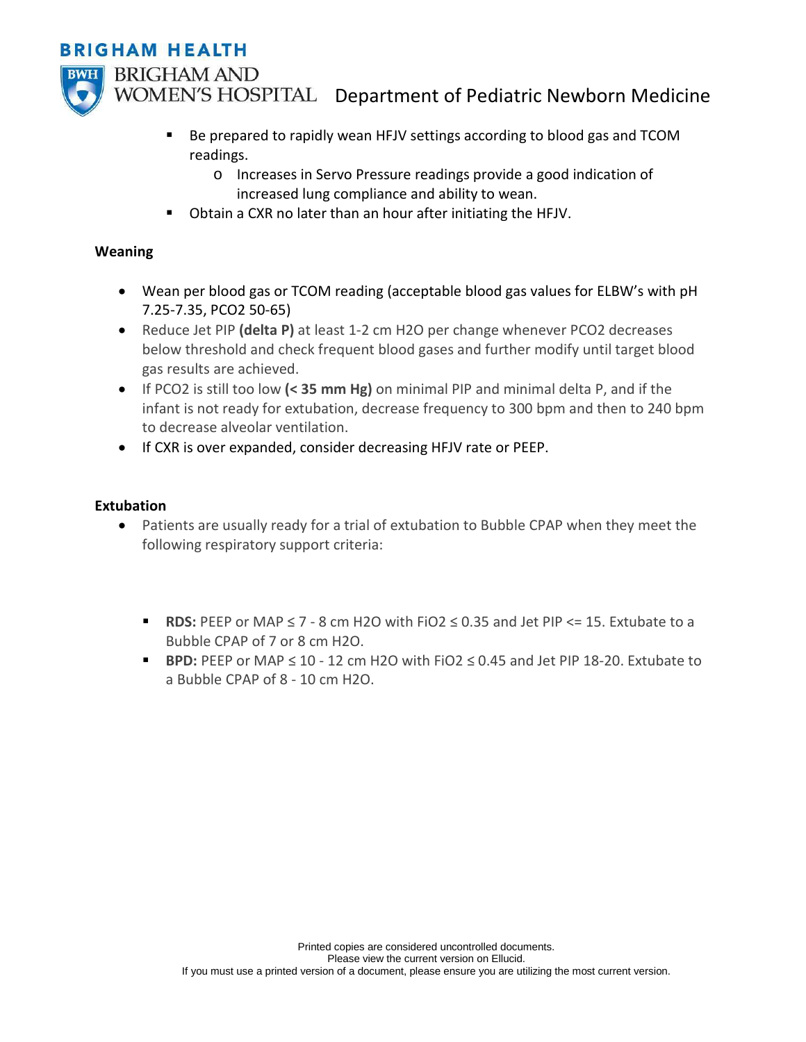- Be prepared to rapidly wean HFJV settings according to blood gas and TCOM readings.
  - Increases in Servo Pressure readings provide a good indication of increased lung compliance and ability to wean.
- Obtain a CXR no later than an hour after initiating the HFJV.

**Weaning**

- Wean per blood gas or TCOM reading (acceptable blood gas values for ELBW's with pH 7.25-7.35, PCO2 50-65)
- Reduce Jet PIP **(delta P)** at least 1-2 cm H2O per change whenever PCO2 decreases below threshold and check frequent blood gases and further modify until target blood gas results are achieved.
- If PCO2 is still too low **(< 35 mm Hg)** on minimal PIP and minimal delta P, and if the infant is not ready for extubation, decrease frequency to 300 bpm and then to 240 bpm to decrease alveolar ventilation.
- If CXR is over expanded, consider decreasing HFJV rate or PEEP.

**Extubation**

- Patients are usually ready for a trial of extubation to Bubble CPAP when they meet the following respiratory support criteria:
  - **RDS:** PEEP or MAP ≤ 7 - 8 cm H2O with FiO2 ≤ 0.35 and Jet PIP <= 15. Extubate to a Bubble CPAP of 7 or 8 cm H2O.
  - **BPD:** PEEP or MAP ≤ 10 - 12 cm H2O with FiO2 ≤ 0.45 and Jet PIP 18-20. Extubate to a Bubble CPAP of 8 - 10 cm H2O.